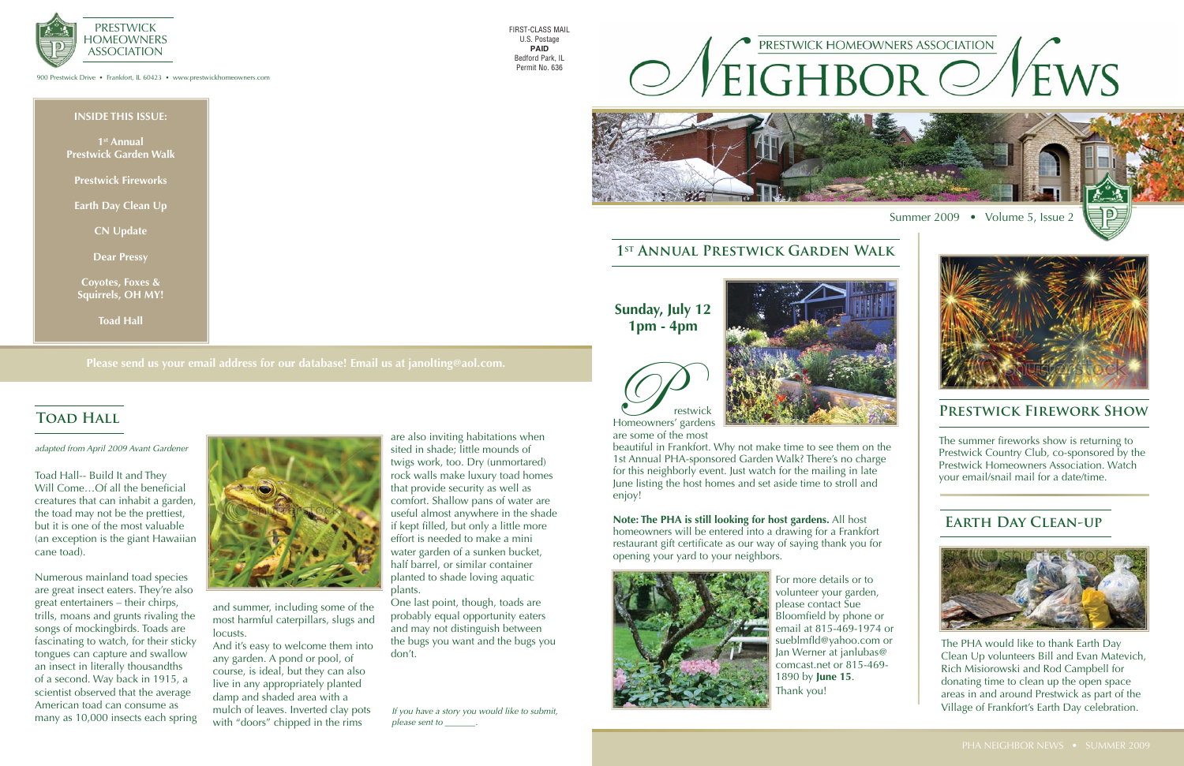PRESTWICK HOMEOWNERS ASSOCIATION

900 Prestwick Drive • Frankfort, IL 60423 • www.prestwickhomeowners.com

FIRST-CLASS MAIL
U.S. Postage
**PAID**
Bedford Park, IL
Permit No. 636

# PRESTWICK HOMEOWNERS ASSOCIATION NEIGHBOR NEWS

Summer 2009 • Volume 5, Issue 2

**INSIDE THIS ISSUE:**

- **1st Annual Prestwick Garden Walk**
- **Prestwick Fireworks**
- **Earth Day Clean Up**
- **CN Update**
- **Dear Pressy**
- **Coyotes, Foxes & Squirrels, OH MY!**
- **Toad Hall**

**Please send us your email address for our database! Email us at janolting@aol.com.**

## Toad Hall

*adapted from April 2009 Avant Gardener*

Toad Hall-- Build It and They Will Come…Of all the beneficial creatures that can inhabit a garden, the toad may not be the prettiest, but it is one of the most valuable (an exception is the giant Hawaiian cane toad).

Numerous mainland toad species are great insect eaters. They're also great entertainers – their chirps, trills, moans and grunts rivaling the songs of mockingbirds. Toads are fascinating to watch, for their sticky tongues can capture and swallow an insect in literally thousandths of a second. Way back in 1915, a scientist observed that the average American toad can consume as many as 10,000 insects each spring and summer, including some of the most harmful caterpillars, slugs and locusts.

And it's easy to welcome them into any garden. A pond or pool, of course, is ideal, but they can also live in any appropriately planted damp and shaded area with a mulch of leaves. Inverted clay pots with "doors" chipped in the rims are also inviting habitations when sited in shade; little mounds of twigs work, too. Dry (unmortared) rock walls make luxury toad homes that provide security as well as comfort. Shallow pans of water are useful almost anywhere in the shade if kept filled, but only a little more effort is needed to make a mini water garden of a sunken bucket, half barrel, or similar container planted to shade loving aquatic plants.

One last point, though, toads are probably equal opportunity eaters and may not distinguish between the bugs you want and the bugs you don't.

*If you have a story you would like to submit, please sent to \_\_\_\_\_\_.*

## 1st Annual Prestwick Garden Walk

**Sunday, July 12**
**1pm - 4pm**

Prestwick Homeowners' gardens are some of the most beautiful in Frankfort. Why not make time to see them on the 1st Annual PHA-sponsored Garden Walk? There's no charge for this neighborly event. Just watch for the mailing in late June listing the host homes and set aside time to stroll and enjoy!

**Note: The PHA is still looking for host gardens.** All host homeowners will be entered into a drawing for a Frankfort restaurant gift certificate as our way of saying thank you for opening your yard to your neighbors.

For more details or to volunteer your garden, please contact Sue Bloomfield by phone or email at 815-469-1974 or sueblmfld@yahoo.com or Jan Werner at janlubas@comcast.net or 815-469-1890 by **June 15**. Thank you!

## Prestwick Firework Show

The summer fireworks show is returning to Prestwick Country Club, co-sponsored by the Prestwick Homeowners Association. Watch your email/snail mail for a date/time.

## Earth Day Clean-up

The PHA would like to thank Earth Day Clean Up volunteers Bill and Evan Matevich, Rich Misiorowski and Rod Campbell for donating time to clean up the open space areas in and around Prestwick as part of the Village of Frankfort's Earth Day celebration.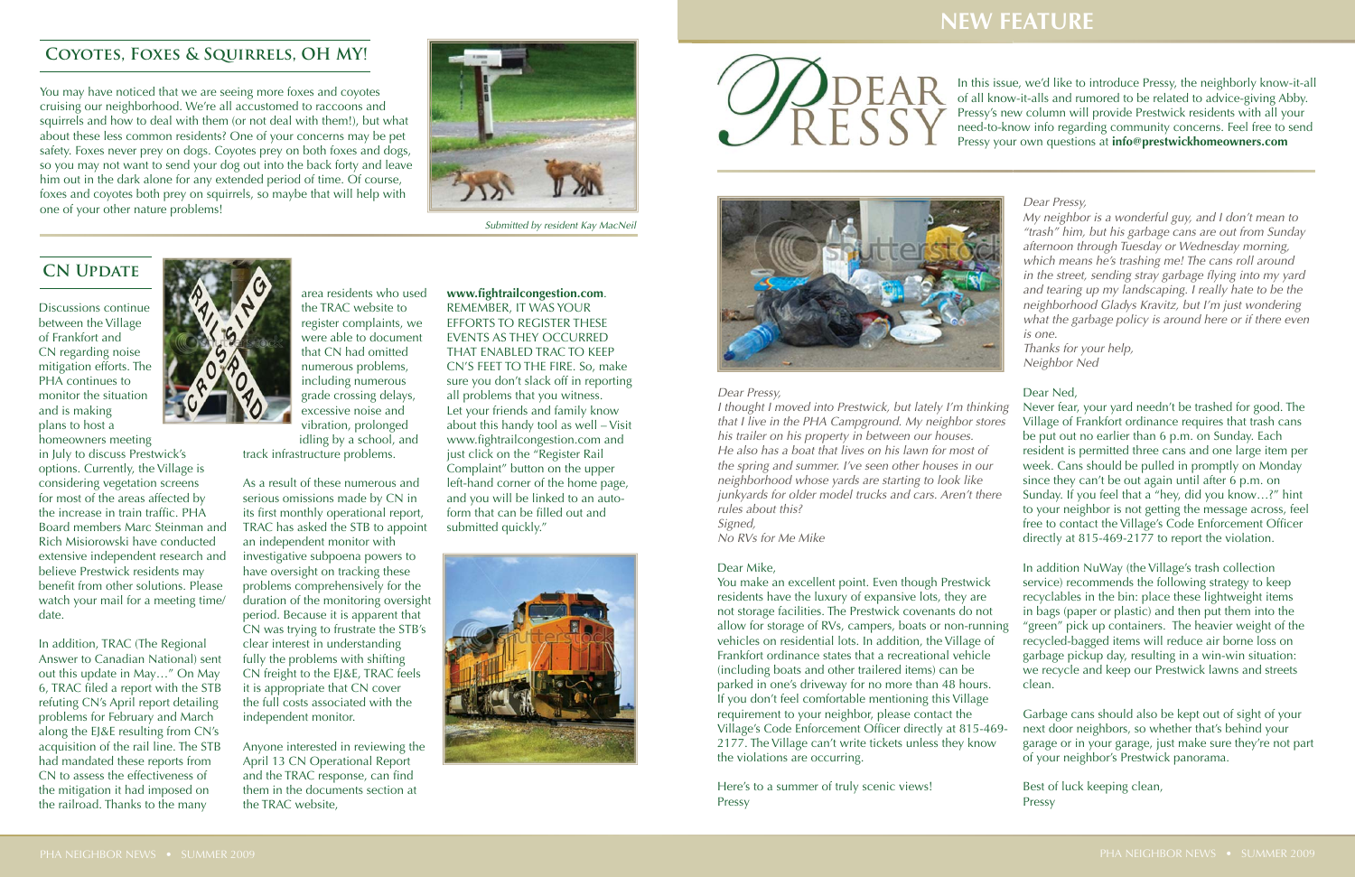## Coyotes, Foxes & Squirrels, OH MY!

You may have noticed that we are seeing more foxes and coyotes cruising our neighborhood. We're all accustomed to raccoons and squirrels and how to deal with them (or not deal with them!), but what about these less common residents? One of your concerns may be pet safety. Foxes never prey on dogs. Coyotes prey on both foxes and dogs, so you may not want to send your dog out into the back forty and leave him out in the dark alone for any extended period of time. Of course, foxes and coyotes both prey on squirrels, so maybe that will help with one of your other nature problems!

*Submitted by resident Kay MacNeil*

## CN Update

Discussions continue between the Village of Frankfort and CN regarding noise mitigation efforts. The PHA continues to monitor the situation and is making plans to host a homeowners meeting in July to discuss Prestwick's options. Currently, the Village is considering vegetation screens for most of the areas affected by the increase in train traffic. PHA Board members Marc Steinman and Rich Misiorowski have conducted extensive independent research and believe Prestwick residents may benefit from other solutions. Please watch your mail for a meeting time/date.

In addition, TRAC (The Regional Answer to Canadian National) sent out this update in May…" On May 6, TRAC filed a report with the STB refuting CN's April report detailing problems for February and March along the EJ&E resulting from CN's acquisition of the rail line. The STB had mandated these reports from CN to assess the effectiveness of the mitigation it had imposed on the railroad. Thanks to the many area residents who used the TRAC website to register complaints, we were able to document that CN had omitted numerous problems, including numerous grade crossing delays, excessive noise and vibration, prolonged idling by a school, and track infrastructure problems.

As a result of these numerous and serious omissions made by CN in its first monthly operational report, TRAC has asked the STB to appoint an independent monitor with investigative subpoena powers to have oversight on tracking these problems comprehensively for the duration of the monitoring oversight period. Because it is apparent that CN was trying to frustrate the STB's clear interest in understanding fully the problems with shifting CN freight to the EJ&E, TRAC feels it is appropriate that CN cover the full costs associated with the independent monitor.

Anyone interested in reviewing the April 13 CN Operational Report and the TRAC response, can find them in the documents section at the TRAC website, **www.fightrailcongestion.com**. REMEMBER, IT WAS YOUR EFFORTS TO REGISTER THESE EVENTS AS THEY OCCURRED THAT ENABLED TRAC TO KEEP CN'S FEET TO THE FIRE. So, make sure you don't slack off in reporting all problems that you witness. Let your friends and family know about this handy tool as well – Visit www.fightrailcongestion.com and just click on the "Register Rail Complaint" button on the upper left-hand corner of the home page, and you will be linked to an auto-form that can be filled out and submitted quickly."

# New Feature

## Dear Pressy

In this issue, we'd like to introduce Pressy, the neighborly know-it-all of all know-it-alls and rumored to be related to advice-giving Abby. Pressy's new column will provide Prestwick residents with all your need-to-know info regarding community concerns. Feel free to send Pressy your own questions at **info@prestwickhomeowners.com**

*Dear Pressy,*
*I thought I moved into Prestwick, but lately I'm thinking that I live in the PHA Campground. My neighbor stores his trailer on his property in between our houses. He also has a boat that lives on his lawn for most of the spring and summer. I've seen other houses in our neighborhood whose yards are starting to look like junkyards for older model trucks and cars. Aren't there rules about this?*
*Signed,*
*No RVs for Me Mike*

Dear Mike,
You make an excellent point. Even though Prestwick residents have the luxury of expansive lots, they are not storage facilities. The Prestwick covenants do not allow for storage of RVs, campers, boats or non-running vehicles on residential lots. In addition, the Village of Frankfort ordinance states that a recreational vehicle (including boats and other trailered items) can be parked in one's driveway for no more than 48 hours. If you don't feel comfortable mentioning this Village requirement to your neighbor, please contact the Village's Code Enforcement Officer directly at 815-469-2177. The Village can't write tickets unless they know the violations are occurring.

Here's to a summer of truly scenic views!
Pressy

*Dear Pressy,*
*My neighbor is a wonderful guy, and I don't mean to "trash" him, but his garbage cans are out from Sunday afternoon through Tuesday or Wednesday morning, which means he's trashing me! The cans roll around in the street, sending stray garbage flying into my yard and tearing up my landscaping. I really hate to be the neighborhood Gladys Kravitz, but I'm just wondering what the garbage policy is around here or if there even is one.*
*Thanks for your help,*
*Neighbor Ned*

Dear Ned,
Never fear, your yard needn't be trashed for good. The Village of Frankfort ordinance requires that trash cans be put out no earlier than 6 p.m. on Sunday. Each resident is permitted three cans and one large item per week. Cans should be pulled in promptly on Monday since they can't be out again until after 6 p.m. on Sunday. If you feel that a "hey, did you know…?" hint to your neighbor is not getting the message across, feel free to contact the Village's Code Enforcement Officer directly at 815-469-2177 to report the violation.

In addition NuWay (the Village's trash collection service) recommends the following strategy to keep recyclables in the bin: place these lightweight items in bags (paper or plastic) and then put them into the "green" pick up containers. The heavier weight of the recycled-bagged items will reduce air borne loss on garbage pickup day, resulting in a win-win situation: we recycle and keep our Prestwick lawns and streets clean.

Garbage cans should also be kept out of sight of your next door neighbors, so whether that's behind your garage or in your garage, just make sure they're not part of your neighbor's Prestwick panorama.

Best of luck keeping clean,
Pressy